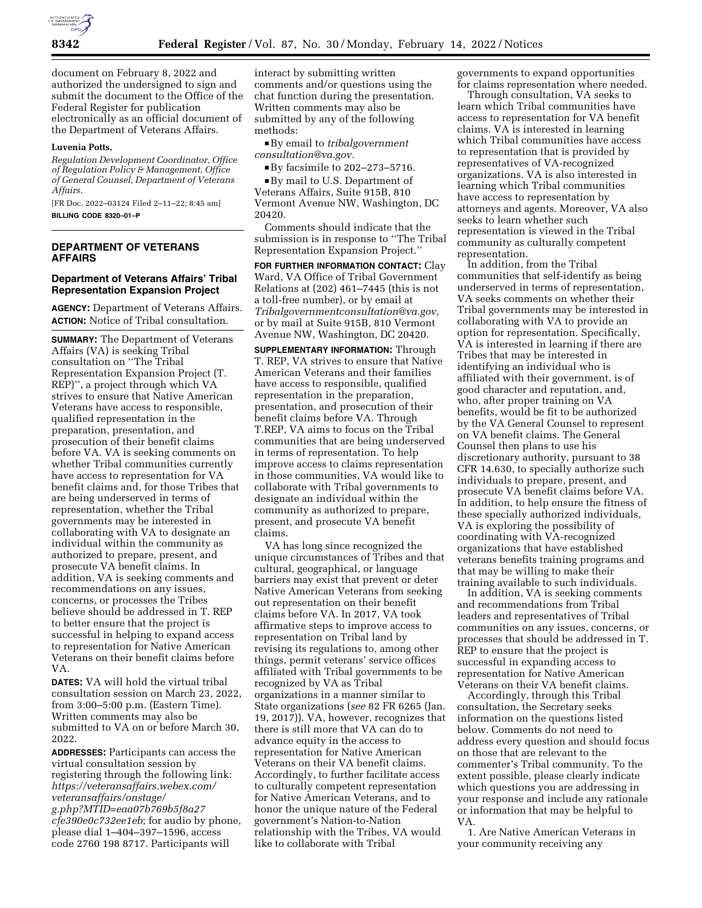document on February 8, 2022 and authorized the undersigned to sign and submit the document to the Office of the Federal Register for publication electronically as an official document of the Department of Veterans Affairs.

**Luvenia Potts,**

*Regulation Development Coordinator, Office of Regulation Policy & Management, Office of General Counsel, Department of Veterans Affairs.*

[FR Doc. 2022–03124 Filed 2–11–22; 8:45 am]

**BILLING CODE 8320–01–P**

## DEPARTMENT OF VETERANS AFFAIRS

### Department of Veterans Affairs' Tribal Representation Expansion Project

**AGENCY:** Department of Veterans Affairs.

**ACTION:** Notice of Tribal consultation.

**SUMMARY:** The Department of Veterans Affairs (VA) is seeking Tribal consultation on "The Tribal Representation Expansion Project (T. REP)", a project through which VA strives to ensure that Native American Veterans have access to responsible, qualified representation in the preparation, presentation, and prosecution of their benefit claims before VA. VA is seeking comments on whether Tribal communities currently have access to representation for VA benefit claims and, for those Tribes that are being underserved in terms of representation, whether the Tribal governments may be interested in collaborating with VA to designate an individual within the community as authorized to prepare, present, and prosecute VA benefit claims. In addition, VA is seeking comments and recommendations on any issues, concerns, or processes the Tribes believe should be addressed in T. REP to better ensure that the project is successful in helping to expand access to representation for Native American Veterans on their benefit claims before VA.

**DATES:** VA will hold the virtual tribal consultation session on March 23, 2022, from 3:00–5:00 p.m. (Eastern Time). Written comments may also be submitted to VA on or before March 30, 2022.

**ADDRESSES:** Participants can access the virtual consultation session by registering through the following link: *https://veteransaffairs.webex.com/veteransaffairs/onstage/g.php?MTID=eaa07b769b5f8a27cfe390e0c732ee1eb*; for audio by phone, please dial 1–404–397–1596, access code 2760 198 8717. Participants will interact by submitting written comments and/or questions using the chat function during the presentation. Written comments may also be submitted by any of the following methods:

- By email to *tribalgovernmentconsultation@va.gov.*
- By facsimile to 202–273–5716.
- By mail to U.S. Department of Veterans Affairs, Suite 915B, 810 Vermont Avenue NW, Washington, DC 20420.

Comments should indicate that the submission is in response to "The Tribal Representation Expansion Project."

**FOR FURTHER INFORMATION CONTACT:** Clay Ward, VA Office of Tribal Government Relations at (202) 461–7445 (this is not a toll-free number), or by email at *Tribalgovernmentconsultation@va.gov,* or by mail at Suite 915B, 810 Vermont Avenue NW, Washington, DC 20420.

**SUPPLEMENTARY INFORMATION:** Through T. REP, VA strives to ensure that Native American Veterans and their families have access to responsible, qualified representation in the preparation, presentation, and prosecution of their benefit claims before VA. Through T.REP, VA aims to focus on the Tribal communities that are being underserved in terms of representation. To help improve access to claims representation in those communities, VA would like to collaborate with Tribal governments to designate an individual within the community as authorized to prepare, present, and prosecute VA benefit claims.

VA has long since recognized the unique circumstances of Tribes and that cultural, geographical, or language barriers may exist that prevent or deter Native American Veterans from seeking out representation on their benefit claims before VA. In 2017, VA took affirmative steps to improve access to representation on Tribal land by revising its regulations to, among other things, permit veterans' service offices affiliated with Tribal governments to be recognized by VA as Tribal organizations in a manner similar to State organizations (*see* 82 FR 6265 (Jan. 19, 2017)). VA, however, recognizes that there is still more that VA can do to advance equity in the access to representation for Native American Veterans on their VA benefit claims. Accordingly, to further facilitate access to culturally competent representation for Native American Veterans, and to honor the unique nature of the Federal government's Nation-to-Nation relationship with the Tribes, VA would like to collaborate with Tribal governments to expand opportunities for claims representation where needed.

Through consultation, VA seeks to learn which Tribal communities have access to representation for VA benefit claims. VA is interested in learning which Tribal communities have access to representation that is provided by representatives of VA-recognized organizations. VA is also interested in learning which Tribal communities have access to representation by attorneys and agents. Moreover, VA also seeks to learn whether such representation is viewed in the Tribal community as culturally competent representation.

In addition, from the Tribal communities that self-identify as being underserved in terms of representation, VA seeks comments on whether their Tribal governments may be interested in collaborating with VA to provide an option for representation. Specifically, VA is interested in learning if there are Tribes that may be interested in identifying an individual who is affiliated with their government, is of good character and reputation, and, who, after proper training on VA benefits, would be fit to be authorized by the VA General Counsel to represent on VA benefit claims. The General Counsel then plans to use his discretionary authority, pursuant to 38 CFR 14.630, to specially authorize such individuals to prepare, present, and prosecute VA benefit claims before VA. In addition, to help ensure the fitness of these specially authorized individuals, VA is exploring the possibility of coordinating with VA-recognized organizations that have established veterans benefits training programs and that may be willing to make their training available to such individuals.

In addition, VA is seeking comments and recommendations from Tribal leaders and representatives of Tribal communities on any issues, concerns, or processes that should be addressed in T. REP to ensure that the project is successful in expanding access to representation for Native American Veterans on their VA benefit claims.

Accordingly, through this Tribal consultation, the Secretary seeks information on the questions listed below. Comments do not need to address every question and should focus on those that are relevant to the commenter's Tribal community. To the extent possible, please clearly indicate which questions you are addressing in your response and include any rationale or information that may be helpful to VA.

1. Are Native American Veterans in your community receiving any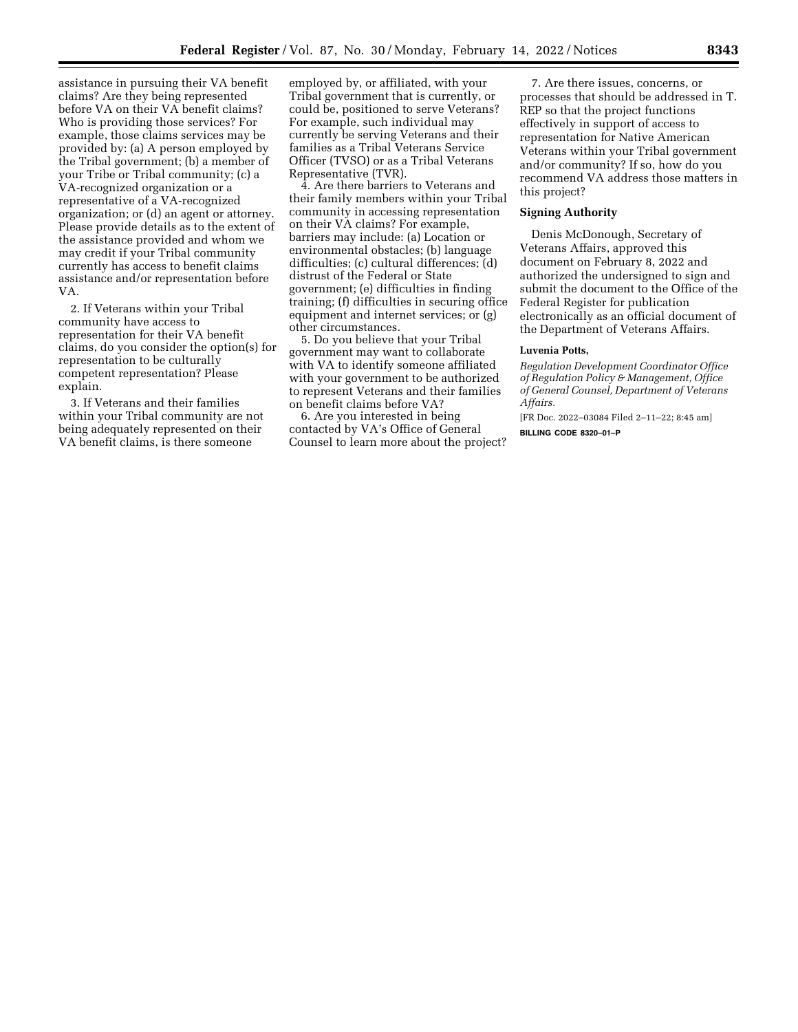assistance in pursuing their VA benefit claims? Are they being represented before VA on their VA benefit claims? Who is providing those services? For example, those claims services may be provided by: (a) A person employed by the Tribal government; (b) a member of your Tribe or Tribal community; (c) a VA-recognized organization or a representative of a VA-recognized organization; or (d) an agent or attorney. Please provide details as to the extent of the assistance provided and whom we may credit if your Tribal community currently has access to benefit claims assistance and/or representation before VA.

2. If Veterans within your Tribal community have access to representation for their VA benefit claims, do you consider the option(s) for representation to be culturally competent representation? Please explain.

3. If Veterans and their families within your Tribal community are not being adequately represented on their VA benefit claims, is there someone employed by, or affiliated, with your Tribal government that is currently, or could be, positioned to serve Veterans? For example, such individual may currently be serving Veterans and their families as a Tribal Veterans Service Officer (TVSO) or as a Tribal Veterans Representative (TVR).

4. Are there barriers to Veterans and their family members within your Tribal community in accessing representation on their VA claims? For example, barriers may include: (a) Location or environmental obstacles; (b) language difficulties; (c) cultural differences; (d) distrust of the Federal or State government; (e) difficulties in finding training; (f) difficulties in securing office equipment and internet services; or (g) other circumstances.

5. Do you believe that your Tribal government may want to collaborate with VA to identify someone affiliated with your government to be authorized to represent Veterans and their families on benefit claims before VA?

6. Are you interested in being contacted by VA's Office of General Counsel to learn more about the project?

7. Are there issues, concerns, or processes that should be addressed in T. REP so that the project functions effectively in support of access to representation for Native American Veterans within your Tribal government and/or community? If so, how do you recommend VA address those matters in this project?

## Signing Authority

Denis McDonough, Secretary of Veterans Affairs, approved this document on February 8, 2022 and authorized the undersigned to sign and submit the document to the Office of the Federal Register for publication electronically as an official document of the Department of Veterans Affairs.

**Luvenia Potts,**

*Regulation Development Coordinator Office of Regulation Policy & Management, Office of General Counsel, Department of Veterans Affairs.*

[FR Doc. 2022–03084 Filed 2–11–22; 8:45 am]

**BILLING CODE 8320–01–P**